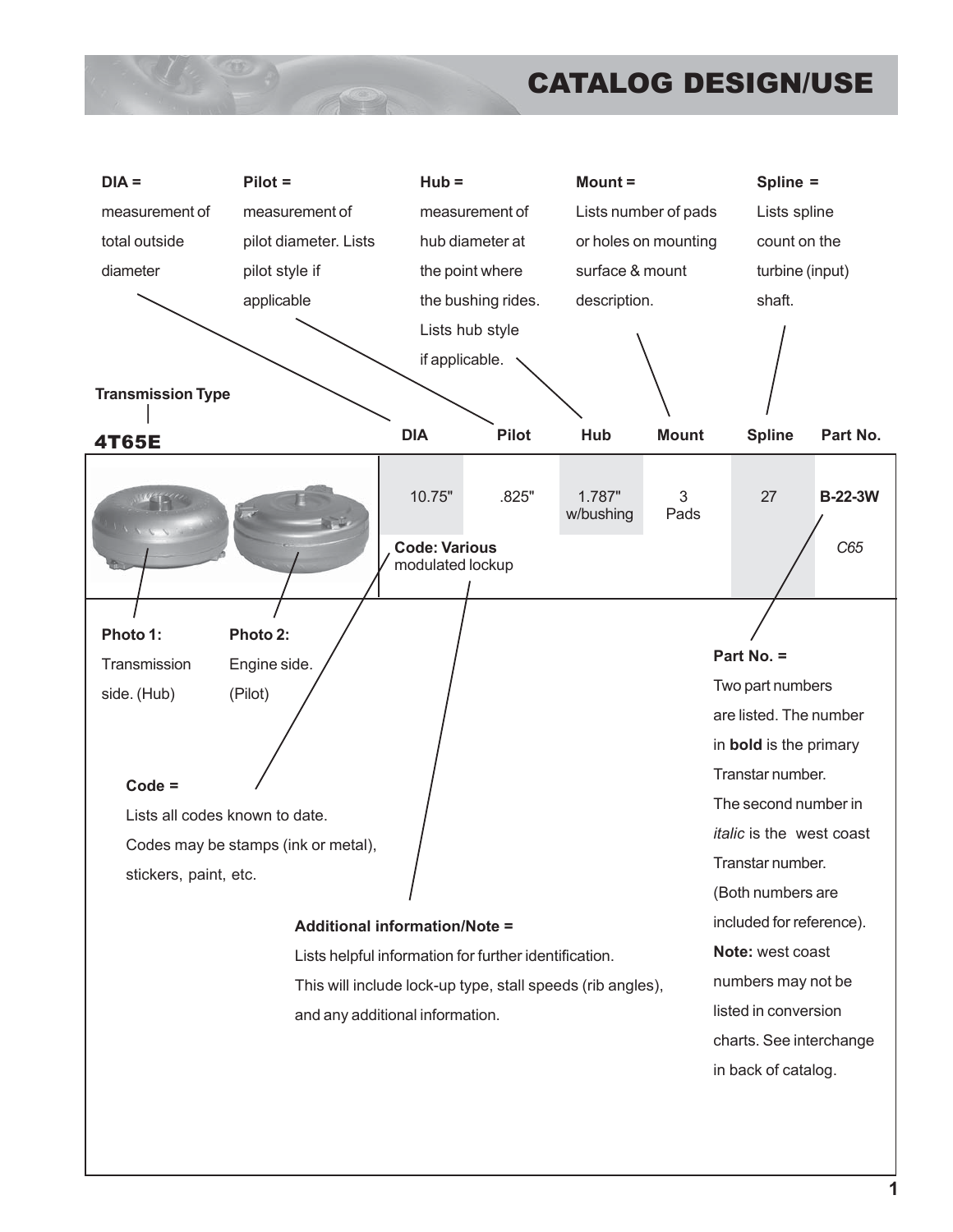# CATALOG DESIGN/USE

**DIA =** measurement of total outside diameter

**Pilot =** measurement of pilot diameter. Lists pilot style if applicable

**Hub =** measurement of hub diameter at the point where the bushing rides. Lists hub style if applicable.

**Mount =** Lists number of pads or holes on mounting surface & mount description.

**Spline =** Lists spline count on the turbine (input) shaft.

**Transmission Type**

**4T65E**

| | DIA | Pilot | Hub | Mount | Spline | Part No. |
|---|---|---|---|---|---|---|
| | 10.75" | .825" | 1.787" w/bushing | 3 Pads | 27 | **B-22-3W** |
| | **Code: Various** modulated lockup | | | | | *C65* |

**Photo 1:** Transmission side. (Hub)

**Photo 2:** Engine side. (Pilot)

**Code =** Lists all codes known to date. Codes may be stamps (ink or metal), stickers, paint, etc.

**Additional information/Note =** Lists helpful information for further identification. This will include lock-up type, stall speeds (rib angles), and any additional information.

**Part No. =** Two part numbers are listed. The number in **bold** is the primary Transtar number. The second number in *italic* is the west coast Transtar number. (Both numbers are included for reference). **Note:** west coast numbers may not be listed in conversion charts. See interchange in back of catalog.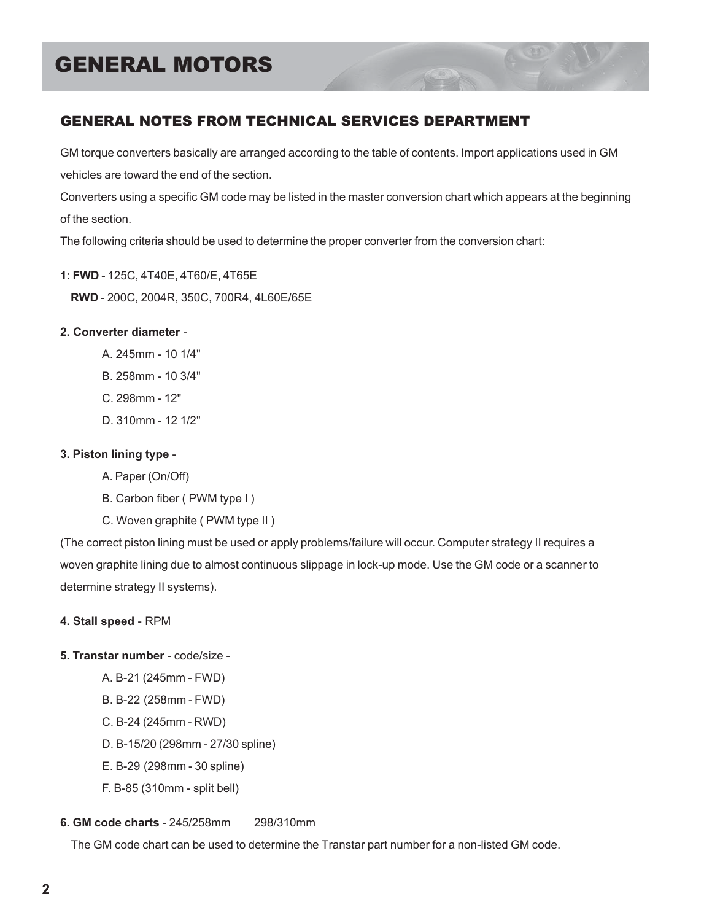# GENERAL MOTORS

## GENERAL NOTES FROM TECHNICAL SERVICES DEPARTMENT

GM torque converters basically are arranged according to the table of contents. Import applications used in GM vehicles are toward the end of the section.

Converters using a specific GM code may be listed in the master conversion chart which appears at the beginning of the section.

The following criteria should be used to determine the proper converter from the conversion chart:

**1: FWD** - 125C, 4T40E, 4T60/E, 4T65E

**RWD** - 200C, 2004R, 350C, 700R4, 4L60E/65E

**2. Converter diameter** -

- A. 245mm - 10 1/4"
- B. 258mm - 10 3/4"
- C. 298mm - 12"
- D. 310mm - 12 1/2"

**3. Piston lining type** -

- A. Paper (On/Off)
- B. Carbon fiber ( PWM type I )
- C. Woven graphite ( PWM type II )

(The correct piston lining must be used or apply problems/failure will occur. Computer strategy II requires a woven graphite lining due to almost continuous slippage in lock-up mode. Use the GM code or a scanner to determine strategy II systems).

**4. Stall speed** - RPM

**5. Transtar number** - code/size -

- A. B-21 (245mm - FWD)
- B. B-22 (258mm - FWD)
- C. B-24 (245mm - RWD)
- D. B-15/20 (298mm - 27/30 spline)
- E. B-29 (298mm - 30 spline)
- F. B-85 (310mm - split bell)

**6. GM code charts** - 245/258mm 298/310mm

The GM code chart can be used to determine the Transtar part number for a non-listed GM code.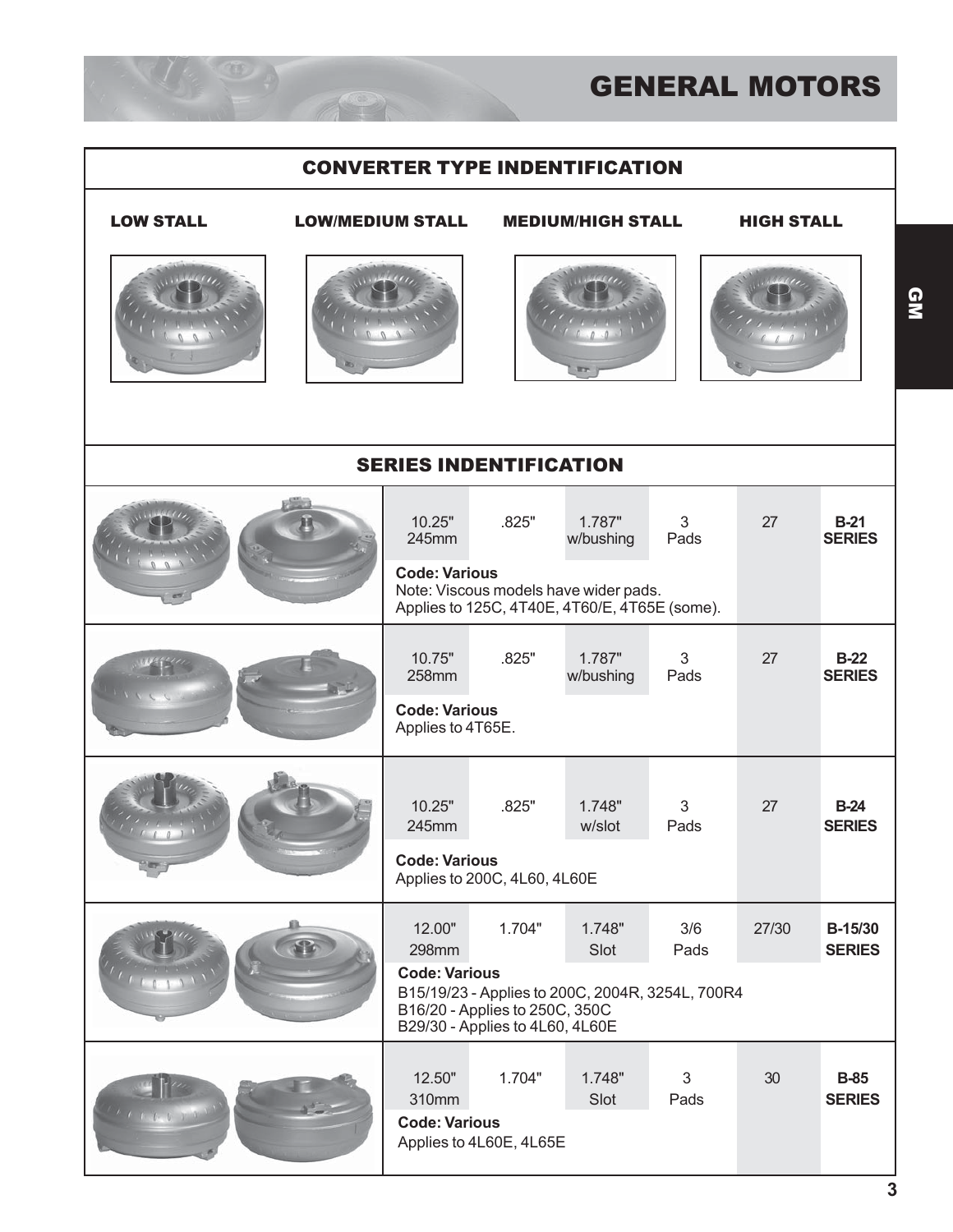# GENERAL MOTORS

## CONVERTER TYPE INDENTIFICATION

LOW STALL | LOW/MEDIUM STALL | MEDIUM/HIGH STALL | HIGH STALL

## SERIES INDENTIFICATION

| Diameter | | | Pads | | Series |
|---|---|---|---|---|---|
| 10.25" 245mm | .825" | 1.787" w/bushing | 3 Pads | 27 | **B-21 SERIES** |
| **Code: Various**<br>Note: Viscous models have wider pads.<br>Applies to 125C, 4T40E, 4T60/E, 4T65E (some). | | | | | |
| 10.75" 258mm | .825" | 1.787" w/bushing | 3 Pads | 27 | **B-22 SERIES** |
| **Code: Various**<br>Applies to 4T65E. | | | | | |
| 10.25" 245mm | .825" | 1.748" w/slot | 3 Pads | 27 | **B-24 SERIES** |
| **Code: Various**<br>Applies to 200C, 4L60, 4L60E | | | | | |
| 12.00" 298mm | 1.704" | 1.748" Slot | 3/6 Pads | 27/30 | **B-15/30 SERIES** |
| **Code: Various**<br>B15/19/23 - Applies to 200C, 2004R, 3254L, 700R4<br>B16/20 - Applies to 250C, 350C<br>B29/30 - Applies to 4L60, 4L60E | | | | | |
| 12.50" 310mm | 1.704" | 1.748" Slot | 3 Pads | 30 | **B-85 SERIES** |
| **Code: Various**<br>Applies to 4L60E, 4L65E | | | | | |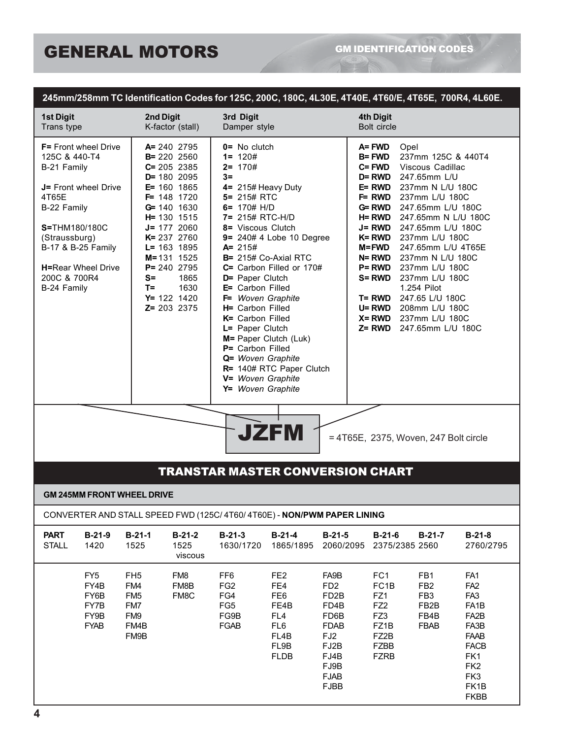# GENERAL MOTORS

GM IDENTIFICATION CODES

## 245mm/258mm TC Identification Codes for 125C, 200C, 180C, 4L30E, 4T40E, 4T60/E, 4T65E, 700R4, 4L60E.

| 1st Digit Trans type | 2nd Digit K-factor (stall) | 3rd Digit Damper style | 4th Digit Bolt circle |
|---|---|---|---|
| **F=** Front wheel Drive 125C & 440-T4 B-21 Family<br><br>**J=** Front wheel Drive 4T65E B-22 Family<br><br>**S=**THM180/180C (Straussburg) B-17 & B-25 Family<br><br>**H=**Rear Wheel Drive 200C & 700R4 B-24 Family | **A=** 240 2795<br>**B=** 220 2560<br>**C=** 205 2385<br>**D=** 180 2095<br>**E=** 160 1865<br>**F=** 148 1720<br>**G=** 140 1630<br>**H=** 130 1515<br>**J=** 177 2060<br>**K=** 237 2760<br>**L=** 163 1895<br>**M=** 131 1525<br>**P=** 240 2795<br>**S=** 1865<br>**T=** 1630<br>**Y=** 122 1420<br>**Z=** 203 2375 | **0=** No clutch<br>**1=** 120#<br>**2=** 170#<br>**3=**<br>**4=** 215# Heavy Duty<br>**5=** 215# RTC<br>**6=** 170# H/D<br>**7=** 215# RTC-H/D<br>**8=** Viscous Clutch<br>**9=** 240# 4 Lobe 10 Degree<br>**A=** 215#<br>**B=** 215# Co-Axial RTC<br>**C=** Carbon Filled or 170#<br>**D=** Paper Clutch<br>**E=** Carbon Filled<br>**F=** *Woven Graphite*<br>**H=** Carbon Filled<br>**K=** Carbon Filled<br>**L=** Paper Clutch<br>**M=** Paper Clutch (Luk)<br>**P=** Carbon Filled<br>**Q=** *Woven Graphite*<br>**R=** 140# RTC Paper Clutch<br>**V=** *Woven Graphite*<br>**Y=** *Woven Graphite* | **A= FWD** Opel<br>**B= FWD** 237mm 125C & 440T4<br>**C= FWD** Viscous Cadillac<br>**D= RWD** 247.65mm L/U<br>**E= RWD** 237mm N L/U 180C<br>**F= RWD** 237mm L/U 180C<br>**G= RWD** 247.65mm L/U 180C<br>**H= RWD** 247.65mm N L/U 180C<br>**J= RWD** 247.65mm L/U 180C<br>**K= RWD** 237mm L/U 180C<br>**M=FWD** 247.65mm L/U 4T65E<br>**N= RWD** 237mm N L/U 180C<br>**P= RWD** 237mm L/U 180C<br>**S= RWD** 237mm L/U 180C 1.254 Pilot<br>**T= RWD** 247.65 L/U 180C<br>**U= RWD** 208mm L/U 180C<br>**X= RWD** 237mm L/U 180C<br>**Z= RWD** 247.65mm L/U 180C |

**JZFM** = 4T65E, 2375, Woven, 247 Bolt circle

## TRANSTAR MASTER CONVERSION CHART

### GM 245MM FRONT WHEEL DRIVE

CONVERTER AND STALL SPEED FWD (125C/ 4T60/ 4T60E) - **NON/PWM PAPER LINING**

| PART STALL | B-21-9 1420 | B-21-1 1525 | B-21-2 1525 viscous | B-21-3 1630/1720 | B-21-4 1865/1895 | B-21-5 2060/2095 | B-21-6 2375/2385 | B-21-7 2560 | B-21-8 2760/2795 |
|---|---|---|---|---|---|---|---|---|---|
| | FY5 | FH5 | FM8 | FF6 | FE2 | FA9B | FC1 | FB1 | FA1 |
| | FY4B | FM4 | FM8B | FG2 | FE4 | FD2 | FC1B | FB2 | FA2 |
| | FY6B | FM5 | FM8C | FG4 | FE6 | FD2B | FZ1 | FB3 | FA3 |
| | FY7B | FM7 | | FG5 | FE4B | FD4B | FZ2 | FB2B | FA1B |
| | FY9B | FM9 | | FG9B | FL4 | FD6B | FZ3 | FB4B | FA2B |
| | FYAB | FM4B | | FGAB | FL6 | FDAB | FZ1B | FBAB | FA3B |
| | | FM9B | | | FL4B | FJ2 | FZ2B | | FAAB |
| | | | | | FL9B | FJ2B | FZBB | | FACB |
| | | | | | FLDB | FJ4B | FZRB | | FK1 |
| | | | | | | FJ9B | | | FK2 |
| | | | | | | FJAB | | | FK3 |
| | | | | | | FJBB | | | FK1B |
| | | | | | | | | | FKBB |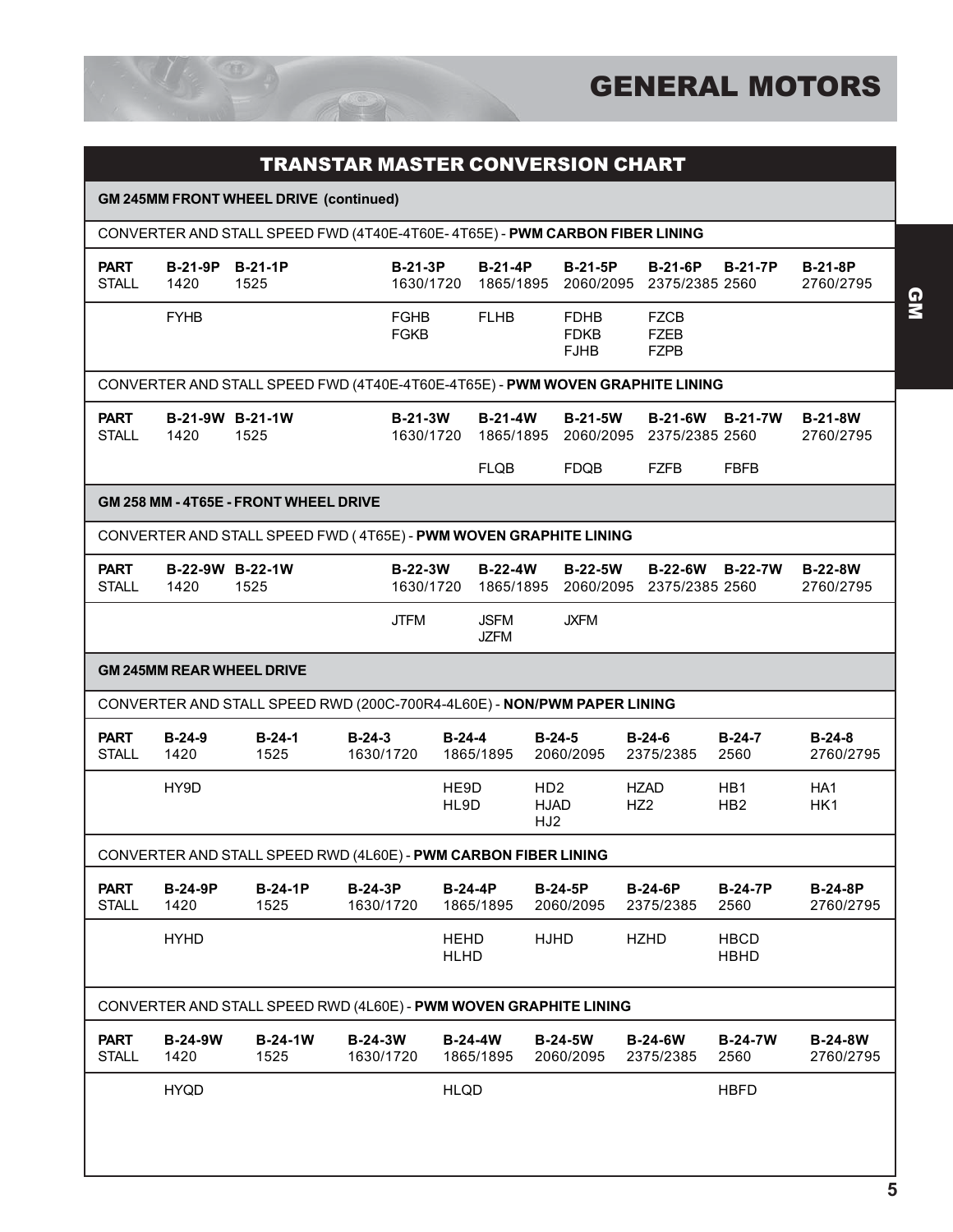## TRANSTAR MASTER CONVERSION CHART

### GM 245MM FRONT WHEEL DRIVE (continued)

CONVERTER AND STALL SPEED FWD (4T40E-4T60E- 4T65E) - **PWM CARBON FIBER LINING**

| **PART** | **B-21-9P** | **B-21-1P** | **B-21-3P** | **B-21-4P** | **B-21-5P** | **B-21-6P** | **B-21-7P** | **B-21-8P** |
|---|---|---|---|---|---|---|---|---|
| STALL | 1420 | 1525 | 1630/1720 | 1865/1895 | 2060/2095 | 2375/2385 | 2560 | 2760/2795 |
| | FYHB | | FGHB<br>FGKB | FLHB | FDHB<br>FDKB<br>FJHB | FZCB<br>FZEB<br>FZPB | | |

CONVERTER AND STALL SPEED FWD (4T40E-4T60E-4T65E) - **PWM WOVEN GRAPHITE LINING**

| **PART** | **B-21-9W** | **B-21-1W** | **B-21-3W** | **B-21-4W** | **B-21-5W** | **B-21-6W** | **B-21-7W** | **B-21-8W** |
|---|---|---|---|---|---|---|---|---|
| STALL | 1420 | 1525 | 1630/1720 | 1865/1895 | 2060/2095 | 2375/2385 | 2560 | 2760/2795 |
| | | | | FLQB | FDQB | FZFB | FBFB | |

### GM 258 MM - 4T65E - FRONT WHEEL DRIVE

CONVERTER AND STALL SPEED FWD ( 4T65E) - **PWM WOVEN GRAPHITE LINING**

| **PART** | **B-22-9W** | **B-22-1W** | **B-22-3W** | **B-22-4W** | **B-22-5W** | **B-22-6W** | **B-22-7W** | **B-22-8W** |
|---|---|---|---|---|---|---|---|---|
| STALL | 1420 | 1525 | 1630/1720 | 1865/1895 | 2060/2095 | 2375/2385 | 2560 | 2760/2795 |
| | | | JTFM | JSFM<br>JZFM | JXFM | | | |

### GM 245MM REAR WHEEL DRIVE

CONVERTER AND STALL SPEED RWD (200C-700R4-4L60E) - **NON/PWM PAPER LINING**

| **PART** | **B-24-9** | **B-24-1** | **B-24-3** | **B-24-4** | **B-24-5** | **B-24-6** | **B-24-7** | **B-24-8** |
|---|---|---|---|---|---|---|---|---|
| STALL | 1420 | 1525 | 1630/1720 | 1865/1895 | 2060/2095 | 2375/2385 | 2560 | 2760/2795 |
| | HY9D | | | HE9D<br>HL9D | HD2<br>HJAD<br>HJ2 | HZAD<br>HZ2 | HB1<br>HB2 | HA1<br>HK1 |

CONVERTER AND STALL SPEED RWD (4L60E) - **PWM CARBON FIBER LINING**

| **PART** | **B-24-9P** | **B-24-1P** | **B-24-3P** | **B-24-4P** | **B-24-5P** | **B-24-6P** | **B-24-7P** | **B-24-8P** |
|---|---|---|---|---|---|---|---|---|
| STALL | 1420 | 1525 | 1630/1720 | 1865/1895 | 2060/2095 | 2375/2385 | 2560 | 2760/2795 |
| | HYHD | | | HEHD<br>HLHD | HJHD | HZHD | HBCD<br>HBHD | |

CONVERTER AND STALL SPEED RWD (4L60E) - **PWM WOVEN GRAPHITE LINING**

| **PART** | **B-24-9W** | **B-24-1W** | **B-24-3W** | **B-24-4W** | **B-24-5W** | **B-24-6W** | **B-24-7W** | **B-24-8W** |
|---|---|---|---|---|---|---|---|---|
| STALL | 1420 | 1525 | 1630/1720 | 1865/1895 | 2060/2095 | 2375/2385 | 2560 | 2760/2795 |
| | HYQD | | | HLQD | | | HBFD | |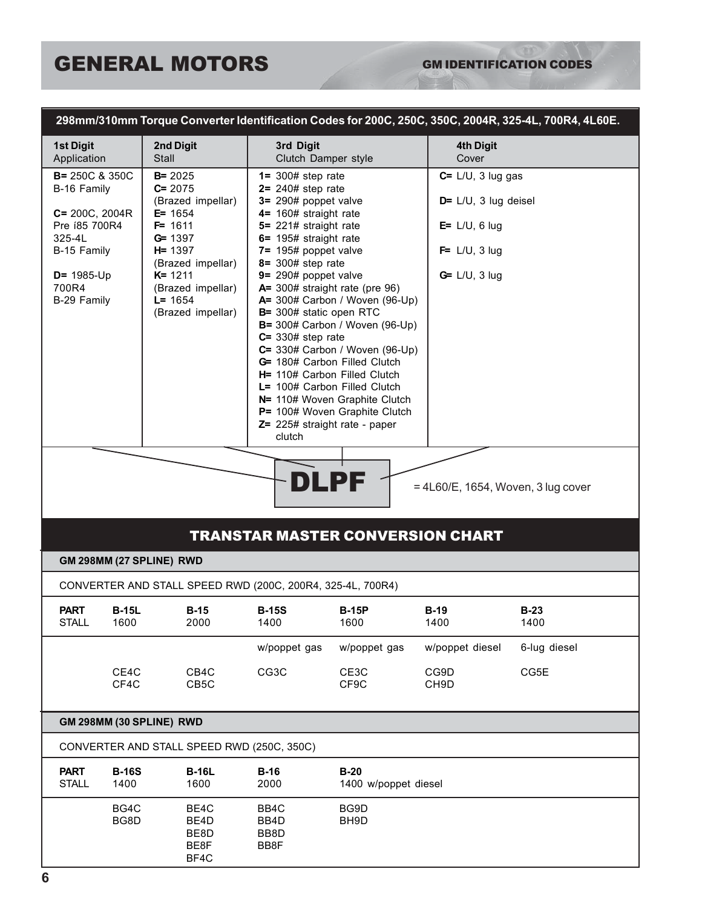# GENERAL MOTORS

## GM IDENTIFICATION CODES

### 298mm/310mm Torque Converter Identification Codes for 200C, 250C, 350C, 2004R, 325-4L, 700R4, 4L60E.

| 1st Digit<br>Application | 2nd Digit<br>Stall | 3rd Digit<br>Clutch Damper style | 4th Digit<br>Cover |
|---|---|---|---|
| **B=** 250C & 350C<br>B-16 Family<br><br>**C=** 200C, 2004R<br>Pre í85 700R4<br>325-4L<br>B-15 Family<br><br>**D=** 1985-Up<br>700R4<br>B-29 Family | **B=** 2025<br>**C=** 2075<br>(Brazed impellar)<br>**E=** 1654<br>**F=** 1611<br>**G=** 1397<br>**H=** 1397<br>(Brazed impellar)<br>**K=** 1211<br>(Brazed impellar)<br>**L=** 1654<br>(Brazed impellar) | **1=** 300# step rate<br>**2=** 240# step rate<br>**3=** 290# poppet valve<br>**4=** 160# straight rate<br>**5=** 221# straight rate<br>**6=** 195# straight rate<br>**7=** 195# poppet valve<br>**8=** 300# step rate<br>**9=** 290# poppet valve<br>**A=** 300# straight rate (pre 96)<br>**A=** 300# Carbon / Woven (96-Up)<br>**B=** 300# static open RTC<br>**B=** 300# Carbon / Woven (96-Up)<br>**C=** 330# step rate<br>**C=** 330# Carbon / Woven (96-Up)<br>**G=** 180# Carbon Filled Clutch<br>**H=** 110# Carbon Filled Clutch<br>**L=** 100# Carbon Filled Clutch<br>**N=** 110# Woven Graphite Clutch<br>**P=** 100# Woven Graphite Clutch<br>**Z=** 225# straight rate - paper clutch | **C=** L/U, 3 lug gas<br><br>**D=** L/U, 3 lug deisel<br><br>**E=** L/U, 6 lug<br><br>**F=** L/U, 3 lug<br><br>**G=** L/U, 3 lug |

**DLPF** = 4L60/E, 1654, Woven, 3 lug cover

## TRANSTAR MASTER CONVERSION CHART

### GM 298MM (27 SPLINE) RWD

CONVERTER AND STALL SPEED RWD (200C, 200R4, 325-4L, 700R4)

| **PART**<br>STALL | **B-15L**<br>1600 | **B-15**<br>2000 | **B-15S**<br>1400 | **B-15P**<br>1600 | **B-19**<br>1400 | **B-23**<br>1400 |
|---|---|---|---|---|---|---|
| | | | w/poppet gas | w/poppet gas | w/poppet diesel | 6-lug diesel |
| | CE4C<br>CF4C | CB4C<br>CB5C | CG3C | CE3C<br>CF9C | CG9D<br>CH9D | CG5E |

### GM 298MM (30 SPLINE) RWD

CONVERTER AND STALL SPEED RWD (250C, 350C)

| **PART**<br>STALL | **B-16S**<br>1400 | **B-16L**<br>1600 | **B-16**<br>2000 | **B-20**<br>1400 w/poppet diesel |
|---|---|---|---|---|
| | BG4C<br>BG8D | BE4C<br>BE4D<br>BE8D<br>BE8F<br>BF4C | BB4C<br>BB4D<br>BB8D<br>BB8F | BG9D<br>BH9D |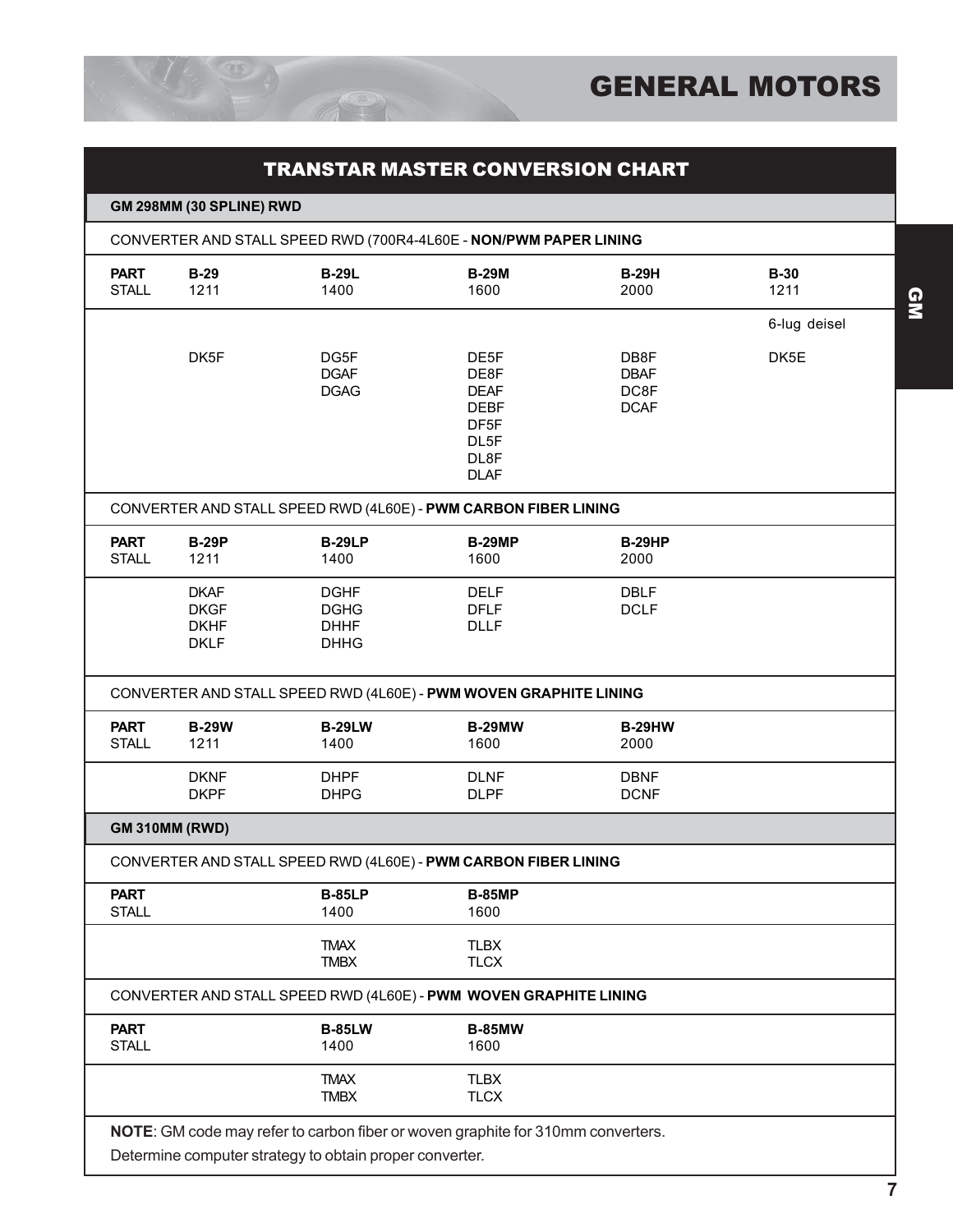# GENERAL MOTORS

## TRANSTAR MASTER CONVERSION CHART

### GM 298MM (30 SPLINE) RWD

CONVERTER AND STALL SPEED RWD (700R4-4L60E - **NON/PWM PAPER LINING**

| **PART** | **B-29** | **B-29L** | **B-29M** | **B-29H** | **B-30** |
|---|---|---|---|---|---|
| STALL | 1211 | 1400 | 1600 | 2000 | 1211 |
| | | | | | 6-lug deisel |
| | DK5F | DG5F | DE5F | DB8F | DK5E |
| | | DGAF | DE8F | DBAF | |
| | | DGAG | DEAF | DC8F | |
| | | | DEBF | DCAF | |
| | | | DF5F | | |
| | | | DL5F | | |
| | | | DL8F | | |
| | | | DLAF | | |

CONVERTER AND STALL SPEED RWD (4L60E) - **PWM CARBON FIBER LINING**

| **PART** | **B-29P** | **B-29LP** | **B-29MP** | **B-29HP** |
|---|---|---|---|---|
| STALL | 1211 | 1400 | 1600 | 2000 |
| | DKAF | DGHF | DELF | DBLF |
| | DKGF | DGHG | DFLF | DCLF |
| | DKHF | DHHF | DLLF | |
| | DKLF | DHHG | | |

CONVERTER AND STALL SPEED RWD (4L60E) - **PWM WOVEN GRAPHITE LINING**

| **PART** | **B-29W** | **B-29LW** | **B-29MW** | **B-29HW** |
|---|---|---|---|---|
| STALL | 1211 | 1400 | 1600 | 2000 |
| | DKNF | DHPF | DLNF | DBNF |
| | DKPF | DHPG | DLPF | DCNF |

### GM 310MM (RWD)

CONVERTER AND STALL SPEED RWD (4L60E) - **PWM CARBON FIBER LINING**

| **PART** | **B-85LP** | **B-85MP** |
|---|---|---|
| STALL | 1400 | 1600 |
| | TMAX | TLBX |
| | TMBX | TLCX |

CONVERTER AND STALL SPEED RWD (4L60E) - **PWM WOVEN GRAPHITE LINING**

| **PART** | **B-85LW** | **B-85MW** |
|---|---|---|
| STALL | 1400 | 1600 |
| | TMAX | TLBX |
| | TMBX | TLCX |

**NOTE**: GM code may refer to carbon fiber or woven graphite for 310mm converters.
Determine computer strategy to obtain proper converter.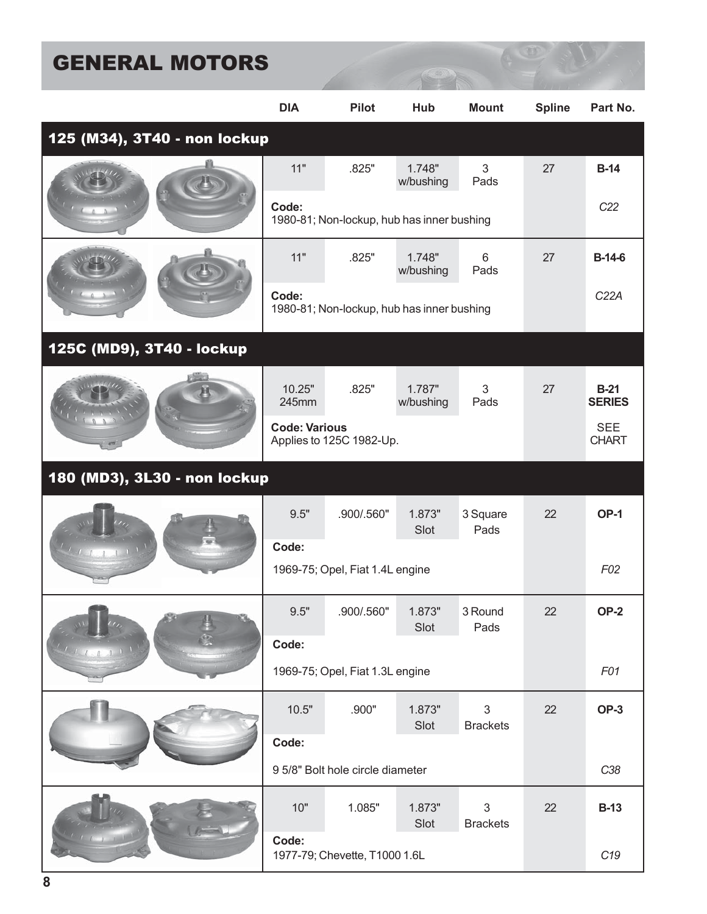# GENERAL MOTORS

| | DIA | Pilot | Hub | Mount | Spline | Part No. |
|---|---|---|---|---|---|---|
| **125 (M34), 3T40 - non lockup** | | | | | | |
| | 11" | .825" | 1.748" w/bushing | 3 Pads | 27 | **B-14** |
| | **Code:** 1980-81; Non-lockup, hub has inner bushing | | | | | *C22* |
| | 11" | .825" | 1.748" w/bushing | 6 Pads | 27 | **B-14-6** |
| | **Code:** 1980-81; Non-lockup, hub has inner bushing | | | | | *C22A* |
| **125C (MD9), 3T40 - lockup** | | | | | | |
| | 10.25" 245mm | .825" | 1.787" w/bushing | 3 Pads | 27 | **B-21 SERIES** |
| | **Code: Various** Applies to 125C 1982-Up. | | | | | SEE CHART |
| **180 (MD3), 3L30 - non lockup** | | | | | | |
| | 9.5" | .900/.560" | 1.873" Slot | 3 Square Pads | 22 | **OP-1** |
| | **Code:** 1969-75; Opel, Fiat 1.4L engine | | | | | *F02* |
| | 9.5" | .900/.560" | 1.873" Slot | 3 Round Pads | 22 | **OP-2** |
| | **Code:** 1969-75; Opel, Fiat 1.3L engine | | | | | *F01* |
| | 10.5" | .900" | 1.873" Slot | 3 Brackets | 22 | **OP-3** |
| | **Code:** 9 5/8" Bolt hole circle diameter | | | | | *C38* |
| | 10" | 1.085" | 1.873" Slot | 3 Brackets | 22 | **B-13** |
| | **Code:** 1977-79; Chevette, T1000 1.6L | | | | | *C19* |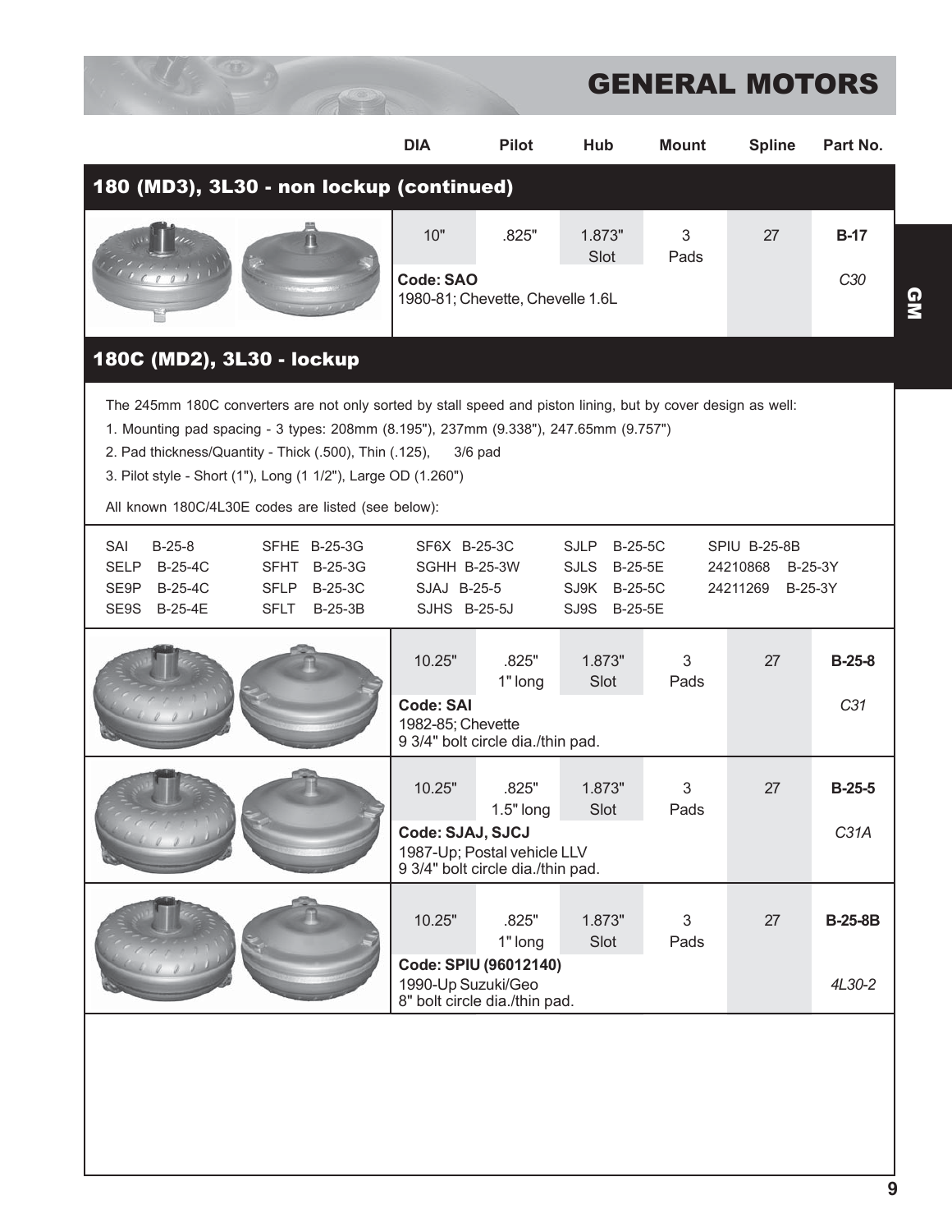# GENERAL MOTORS

## 180 (MD3), 3L30 - non lockup (continued)

| DIA | Pilot | Hub | Mount | Spline | Part No. |
|---|---|---|---|---|---|
| 10" | .825" | 1.873" Slot | 3 Pads | 27 | **B-17** |
| **Code: SAO** 1980-81; Chevette, Chevelle 1.6L | | | | | *C30* |

## 180C (MD2), 3L30 - lockup

The 245mm 180C converters are not only sorted by stall speed and piston lining, but by cover design as well:

1. Mounting pad spacing - 3 types: 208mm (8.195"), 237mm (9.338"), 247.65mm (9.757")
2. Pad thickness/Quantity - Thick (.500), Thin (.125), 3/6 pad
3. Pilot style - Short (1"), Long (1 1/2"), Large OD (1.260")

All known 180C/4L30E codes are listed (see below):

| | | | | |
|---|---|---|---|---|
| SAI B-25-8 | SFHE B-25-3G | SF6X B-25-3C | SJLP B-25-5C | SPIU B-25-8B |
| SELP B-25-4C | SFHT B-25-3G | SGHH B-25-3W | SJLS B-25-5E | 24210868 B-25-3Y |
| SE9P B-25-4C | SFLP B-25-3C | SJAJ B-25-5 | SJ9K B-25-5C | 24211269 B-25-3Y |
| SE9S B-25-4E | SFLT B-25-3B | SJHS B-25-5J | SJ9S B-25-5E | |

| DIA | Pilot | Hub | Mount | Spline | Part No. |
|---|---|---|---|---|---|
| 10.25" | .825" 1" long | 1.873" Slot | 3 Pads | 27 | **B-25-8** |
| **Code: SAI** 1982-85; Chevette 9 3/4" bolt circle dia./thin pad. | | | | | *C31* |
| 10.25" | .825" 1.5" long | 1.873" Slot | 3 Pads | 27 | **B-25-5** |
| **Code: SJAJ, SJCJ** 1987-Up; Postal vehicle LLV 9 3/4" bolt circle dia./thin pad. | | | | | *C31A* |
| 10.25" | .825" 1" long | 1.873" Slot | 3 Pads | 27 | **B-25-8B** |
| **Code: SPIU (96012140)** 1990-Up Suzuki/Geo 8" bolt circle dia./thin pad. | | | | | *4L30-2* |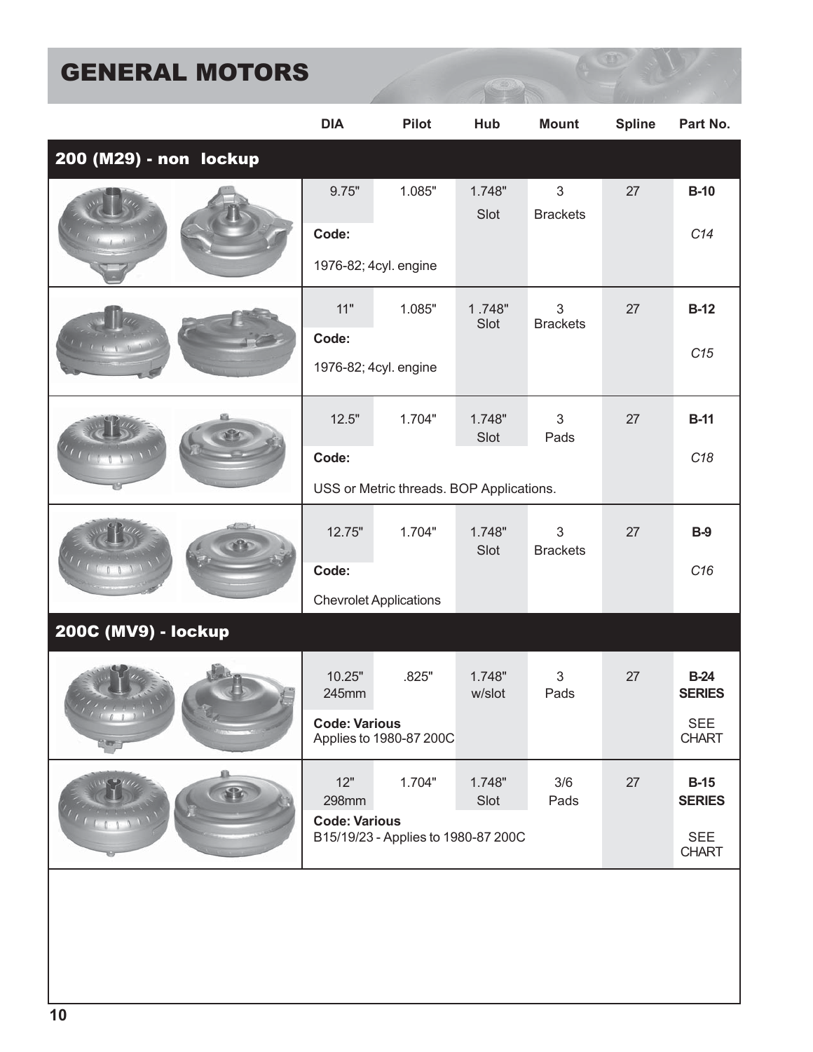# GENERAL MOTORS

| | DIA | Pilot | Hub | Mount | Spline | Part No. |
|---|---|---|---|---|---|---|
| **200 (M29) - non lockup** | | | | | | |
| | 9.75" | 1.085" | 1.748" Slot | 3 Brackets | 27 | **B-10** |
| | **Code:** | | | | | *C14* |
| | 1976-82; 4cyl. engine | | | | | |
| | 11" | 1.085" | 1 .748" Slot | 3 Brackets | 27 | **B-12** |
| | **Code:** | | | | | *C15* |
| | 1976-82; 4cyl. engine | | | | | |
| | 12.5" | 1.704" | 1.748" Slot | 3 Pads | 27 | **B-11** |
| | **Code:** | | | | | *C18* |
| | USS or Metric threads. BOP Applications. | | | | | |
| | 12.75" | 1.704" | 1.748" Slot | 3 Brackets | 27 | **B-9** |
| | **Code:** | | | | | *C16* |
| | Chevrolet Applications | | | | | |
| **200C (MV9) - lockup** | | | | | | |
| | 10.25" 245mm | .825" | 1.748" w/slot | 3 Pads | 27 | **B-24 SERIES** |
| | **Code: Various** Applies to 1980-87 200C | | | | | SEE CHART |
| | 12" 298mm | 1.704" | 1.748" Slot | 3/6 Pads | 27 | **B-15 SERIES** |
| | **Code: Various** B15/19/23 - Applies to 1980-87 200C | | | | | SEE CHART |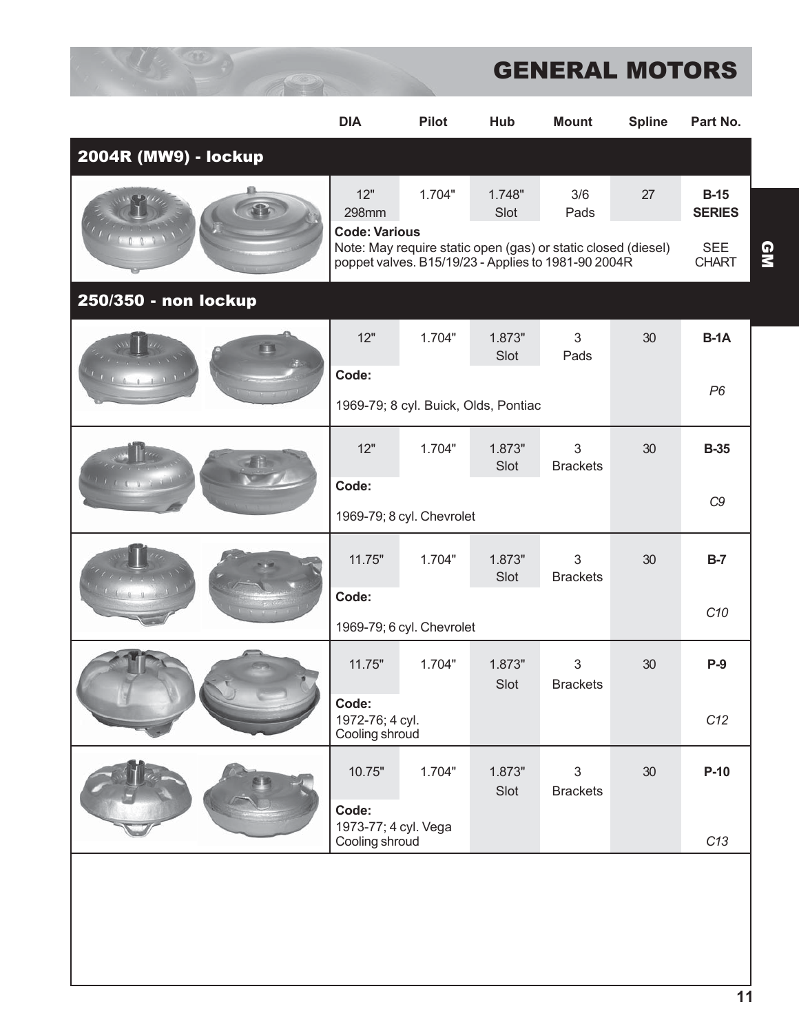# GENERAL MOTORS

| | DIA | Pilot | Hub | Mount | Spline | Part No. |
|---|---|---|---|---|---|---|
| **2004R (MW9) - lockup** | | | | | | |
| | 12" 298mm | 1.704" | 1.748" Slot | 3/6 Pads | 27 | **B-15 SERIES** |
| | **Code: Various** Note: May require static open (gas) or static closed (diesel) poppet valves. B15/19/23 - Applies to 1981-90 2004R | | | | | SEE CHART |
| **250/350 - non lockup** | | | | | | |
| | 12" | 1.704" | 1.873" Slot | 3 Pads | 30 | **B-1A** |
| | **Code:** 1969-79; 8 cyl. Buick, Olds, Pontiac | | | | | *P6* |
| | 12" | 1.704" | 1.873" Slot | 3 Brackets | 30 | **B-35** |
| | **Code:** 1969-79; 8 cyl. Chevrolet | | | | | *C9* |
| | 11.75" | 1.704" | 1.873" Slot | 3 Brackets | 30 | **B-7** |
| | **Code:** 1969-79; 6 cyl. Chevrolet | | | | | *C10* |
| | 11.75" | 1.704" | 1.873" Slot | 3 Brackets | 30 | **P-9** |
| | **Code:** 1972-76; 4 cyl. Cooling shroud | | | | | *C12* |
| | 10.75" | 1.704" | 1.873" Slot | 3 Brackets | 30 | **P-10** |
| | **Code:** 1973-77; 4 cyl. Vega Cooling shroud | | | | | *C13* |

GM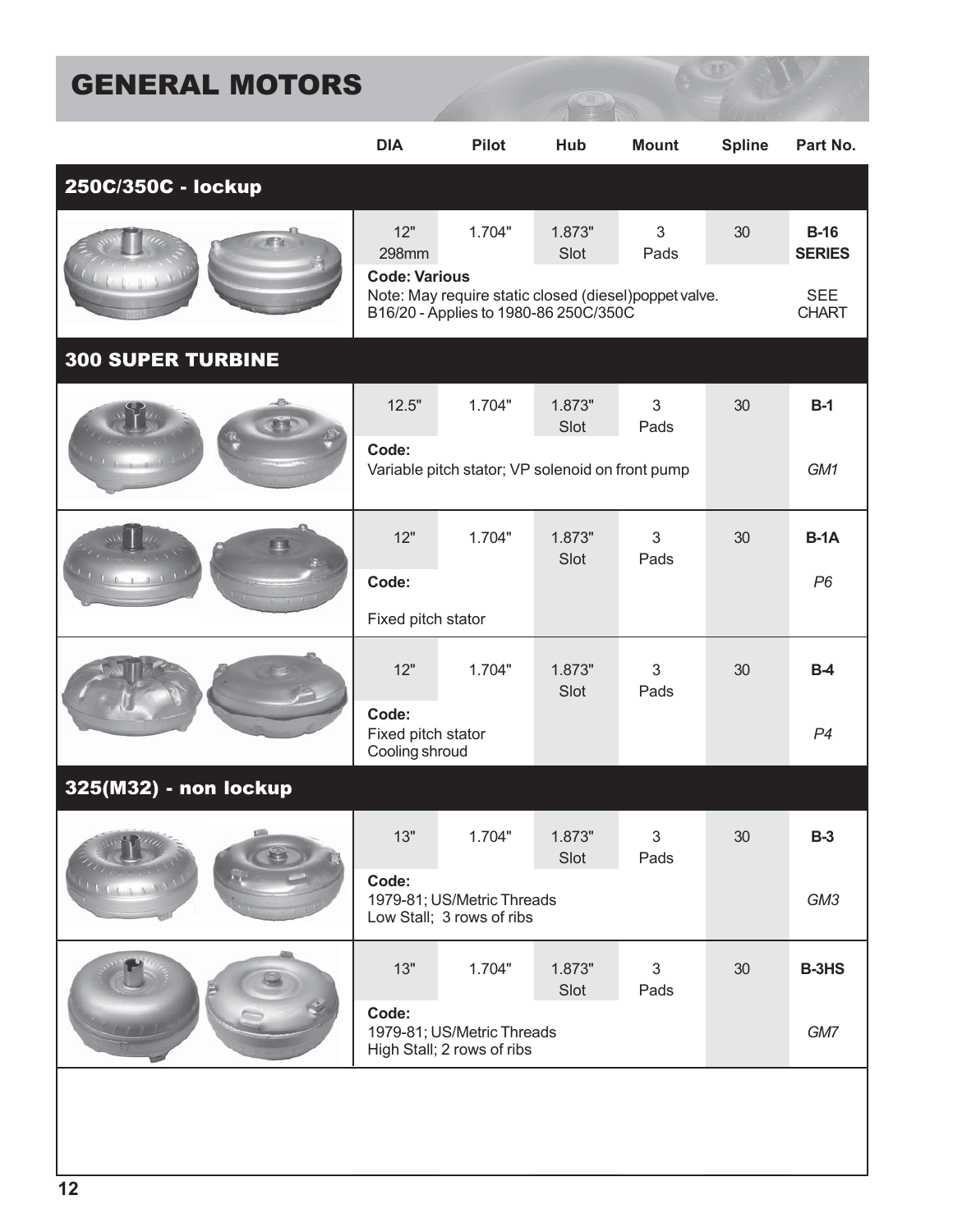# GENERAL MOTORS

| | DIA | Pilot | Hub | Mount | Spline | Part No. |
|---|---|---|---|---|---|---|
| **250C/350C - lockup** | | | | | | |
| | 12" 298mm | 1.704" | 1.873" Slot | 3 Pads | 30 | **B-16 SERIES** |
| | **Code: Various** Note: May require static closed (diesel)poppet valve. B16/20 - Applies to 1980-86 250C/350C | | | | | SEE CHART |
| **300 SUPER TURBINE** | | | | | | |
| | 12.5" | 1.704" | 1.873" Slot | 3 Pads | 30 | **B-1** |
| | **Code:** Variable pitch stator; VP solenoid on front pump | | | | | *GM1* |
| | 12" | 1.704" | 1.873" Slot | 3 Pads | 30 | **B-1A** |
| | **Code:** Fixed pitch stator | | | | | *P6* |
| | 12" | 1.704" | 1.873" Slot | 3 Pads | 30 | **B-4** |
| | **Code:** Fixed pitch stator Cooling shroud | | | | | *P4* |
| **325(M32) - non lockup** | | | | | | |
| | 13" | 1.704" | 1.873" Slot | 3 Pads | 30 | **B-3** |
| | **Code:** 1979-81; US/Metric Threads Low Stall; 3 rows of ribs | | | | | *GM3* |
| | 13" | 1.704" | 1.873" Slot | 3 Pads | 30 | **B-3HS** |
| | **Code:** 1979-81; US/Metric Threads High Stall; 2 rows of ribs | | | | | *GM7* |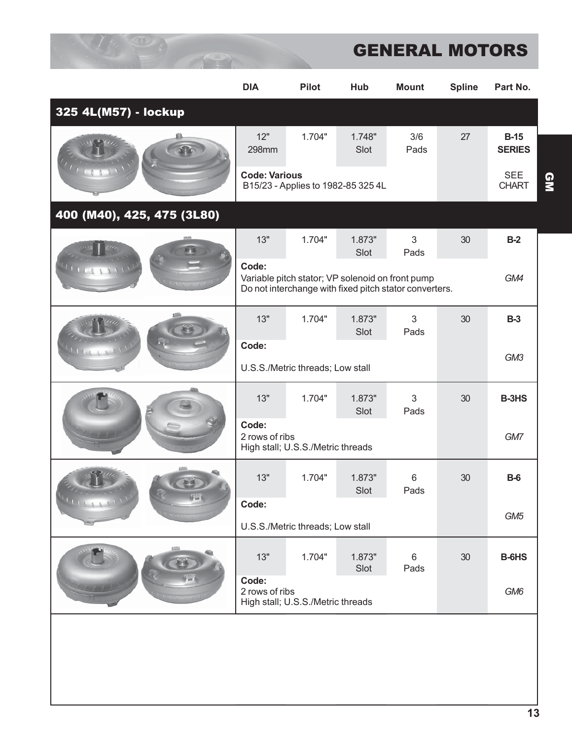# GENERAL MOTORS

| | DIA | Pilot | Hub | Mount | Spline | Part No. |
|---|---|---|---|---|---|---|
| **325 4L(M57) - lockup** | | | | | | |
| | 12" 298mm | 1.704" | 1.748" Slot | 3/6 Pads | 27 | **B-15 SERIES** |
| | **Code: Various** B15/23 - Applies to 1982-85 325 4L | | | | | SEE CHART |
| **400 (M40), 425, 475 (3L80)** | | | | | | |
| | 13" | 1.704" | 1.873" Slot | 3 Pads | 30 | **B-2** |
| | **Code:** Variable pitch stator; VP solenoid on front pump Do not interchange with fixed pitch stator converters. | | | | | *GM4* |
| | 13" | 1.704" | 1.873" Slot | 3 Pads | 30 | **B-3** |
| | **Code:** U.S.S./Metric threads; Low stall | | | | | *GM3* |
| | 13" | 1.704" | 1.873" Slot | 3 Pads | 30 | **B-3HS** |
| | **Code:** 2 rows of ribs High stall; U.S.S./Metric threads | | | | | *GM7* |
| | 13" | 1.704" | 1.873" Slot | 6 Pads | 30 | **B-6** |
| | **Code:** U.S.S./Metric threads; Low stall | | | | | *GM5* |
| | 13" | 1.704" | 1.873" Slot | 6 Pads | 30 | **B-6HS** |
| | **Code:** 2 rows of ribs High stall; U.S.S./Metric threads | | | | | *GM6* |

GM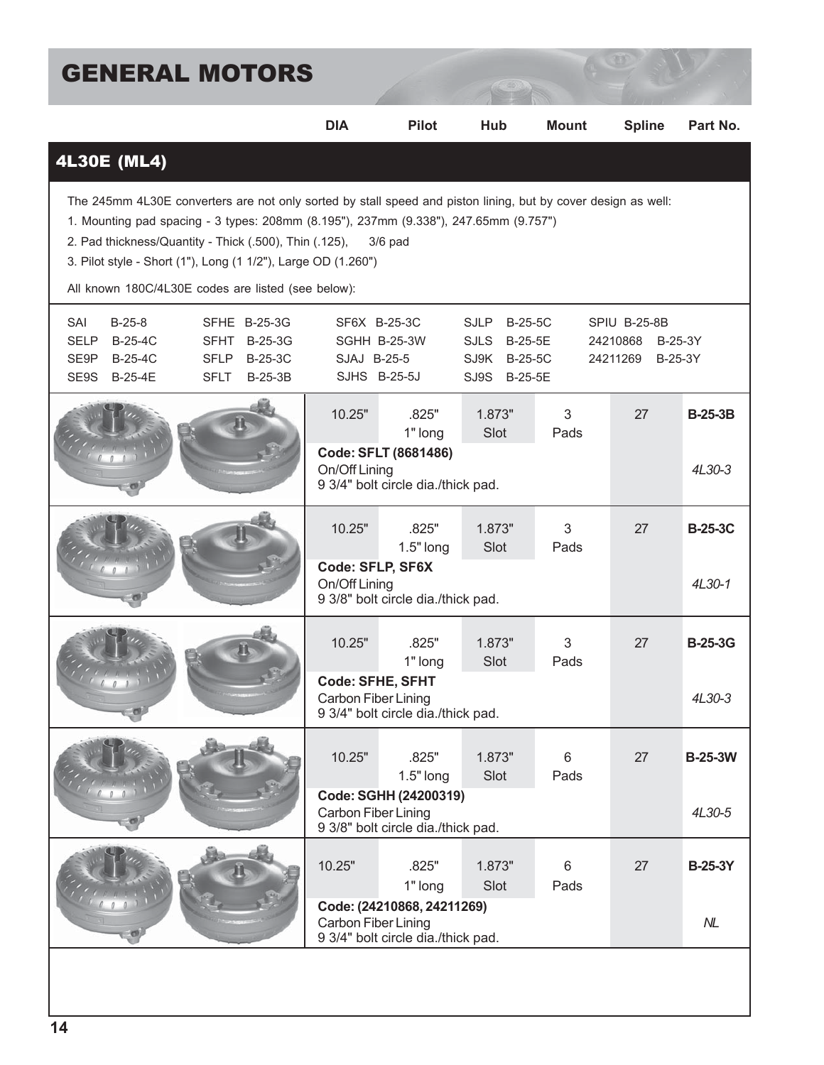# GENERAL MOTORS

## 4L30E (ML4)

The 245mm 4L30E converters are not only sorted by stall speed and piston lining, but by cover design as well:

1. Mounting pad spacing - 3 types: 208mm (8.195"), 237mm (9.338"), 247.65mm (9.757")
2. Pad thickness/Quantity - Thick (.500), Thin (.125), 3/6 pad
3. Pilot style - Short (1"), Long (1 1/2"), Large OD (1.260")

All known 180C/4L30E codes are listed (see below):

| | | | | |
|---|---|---|---|---|
| SAI B-25-8 | SFHE B-25-3G | SF6X B-25-3C | SJLP B-25-5C | SPIU B-25-8B |
| SELP B-25-4C | SFHT B-25-3G | SGHH B-25-3W | SJLS B-25-5E | 24210868 B-25-3Y |
| SE9P B-25-4C | SFLP B-25-3C | SJAJ B-25-5 | SJ9K B-25-5C | 24211269 B-25-3Y |
| SE9S B-25-4E | SFLT B-25-3B | SJHS B-25-5J | SJ9S B-25-5E | |

| DIA | Pilot | Hub | Mount | Spline | Part No. |
|---|---|---|---|---|---|
| 10.25" | .825" 1" long | 1.873" Slot | 3 Pads | 27 | **B-25-3B** |
| **Code: SFLT (8681486)**<br>On/Off Lining<br>9 3/4" bolt circle dia./thick pad. | | | | | *4L30-3* |
| 10.25" | .825" 1.5" long | 1.873" Slot | 3 Pads | 27 | **B-25-3C** |
| **Code: SFLP, SF6X**<br>On/Off Lining<br>9 3/8" bolt circle dia./thick pad. | | | | | *4L30-1* |
| 10.25" | .825" 1" long | 1.873" Slot | 3 Pads | 27 | **B-25-3G** |
| **Code: SFHE, SFHT**<br>Carbon Fiber Lining<br>9 3/4" bolt circle dia./thick pad. | | | | | *4L30-3* |
| 10.25" | .825" 1.5" long | 1.873" Slot | 6 Pads | 27 | **B-25-3W** |
| **Code: SGHH (24200319)**<br>Carbon Fiber Lining<br>9 3/8" bolt circle dia./thick pad. | | | | | *4L30-5* |
| 10.25" | .825" 1" long | 1.873" Slot | 6 Pads | 27 | **B-25-3Y** |
| **Code: (24210868, 24211269)**<br>Carbon Fiber Lining<br>9 3/4" bolt circle dia./thick pad. | | | | | *NL* |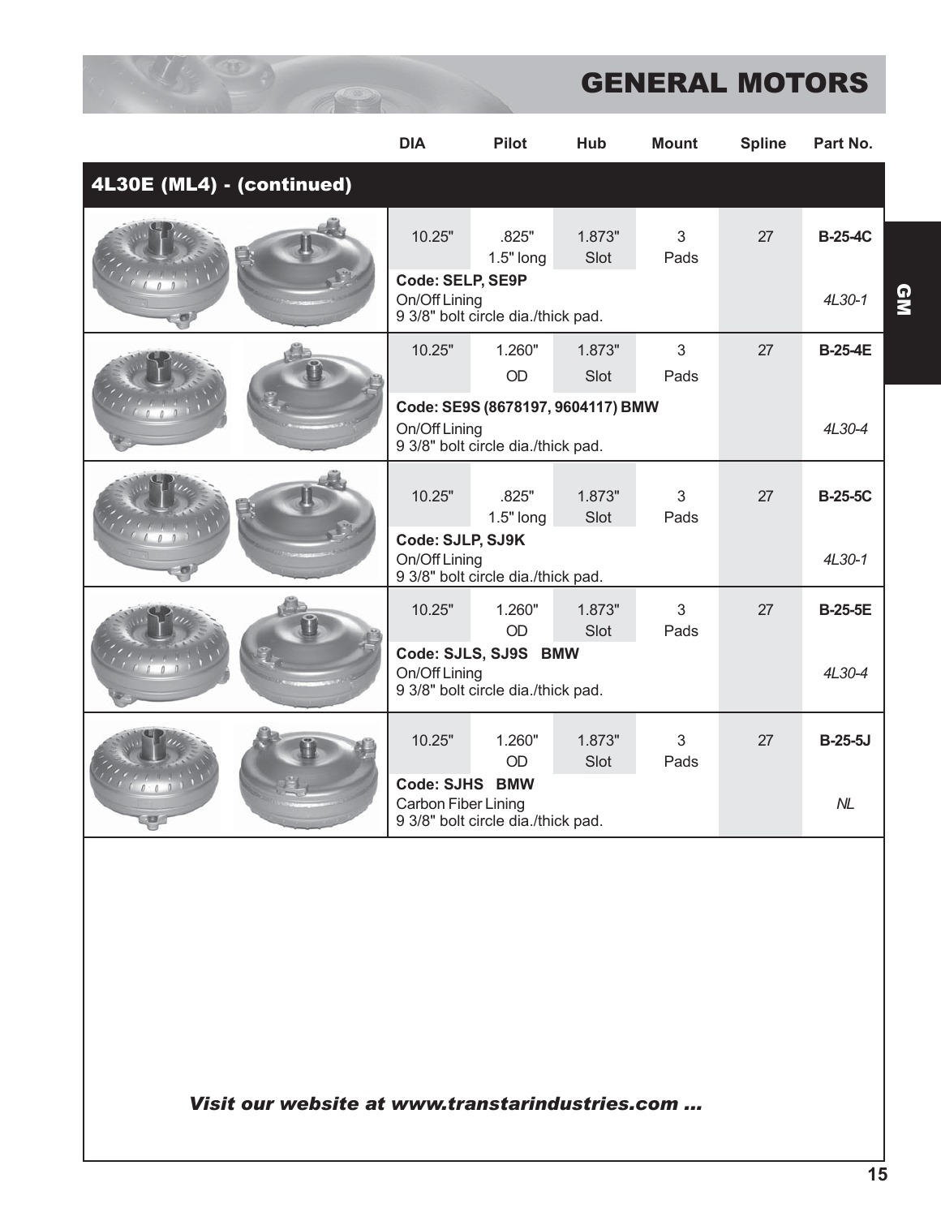# GENERAL MOTORS

## 4L30E (ML4) - (continued)

| DIA | Pilot | Hub | Mount | Spline | Part No. |
|---|---|---|---|---|---|
| 10.25" | .825" 1.5" long | 1.873" Slot | 3 Pads | 27 | **B-25-4C** |
| **Code: SELP, SE9P** On/Off Lining 9 3/8" bolt circle dia./thick pad. | | | | | *4L30-1* |
| 10.25" | 1.260" OD | 1.873" Slot | 3 Pads | 27 | **B-25-4E** |
| **Code: SE9S (8678197, 9604117) BMW** On/Off Lining 9 3/8" bolt circle dia./thick pad. | | | | | *4L30-4* |
| 10.25" | .825" 1.5" long | 1.873" Slot | 3 Pads | 27 | **B-25-5C** |
| **Code: SJLP, SJ9K** On/Off Lining 9 3/8" bolt circle dia./thick pad. | | | | | *4L30-1* |
| 10.25" | 1.260" OD | 1.873" Slot | 3 Pads | 27 | **B-25-5E** |
| **Code: SJLS, SJ9S BMW** On/Off Lining 9 3/8" bolt circle dia./thick pad. | | | | | *4L30-4* |
| 10.25" | 1.260" OD | 1.873" Slot | 3 Pads | 27 | **B-25-5J** |
| **Code: SJHS BMW** Carbon Fiber Lining 9 3/8" bolt circle dia./thick pad. | | | | | *NL* |

***Visit our website at www.transtarindustries.com ...***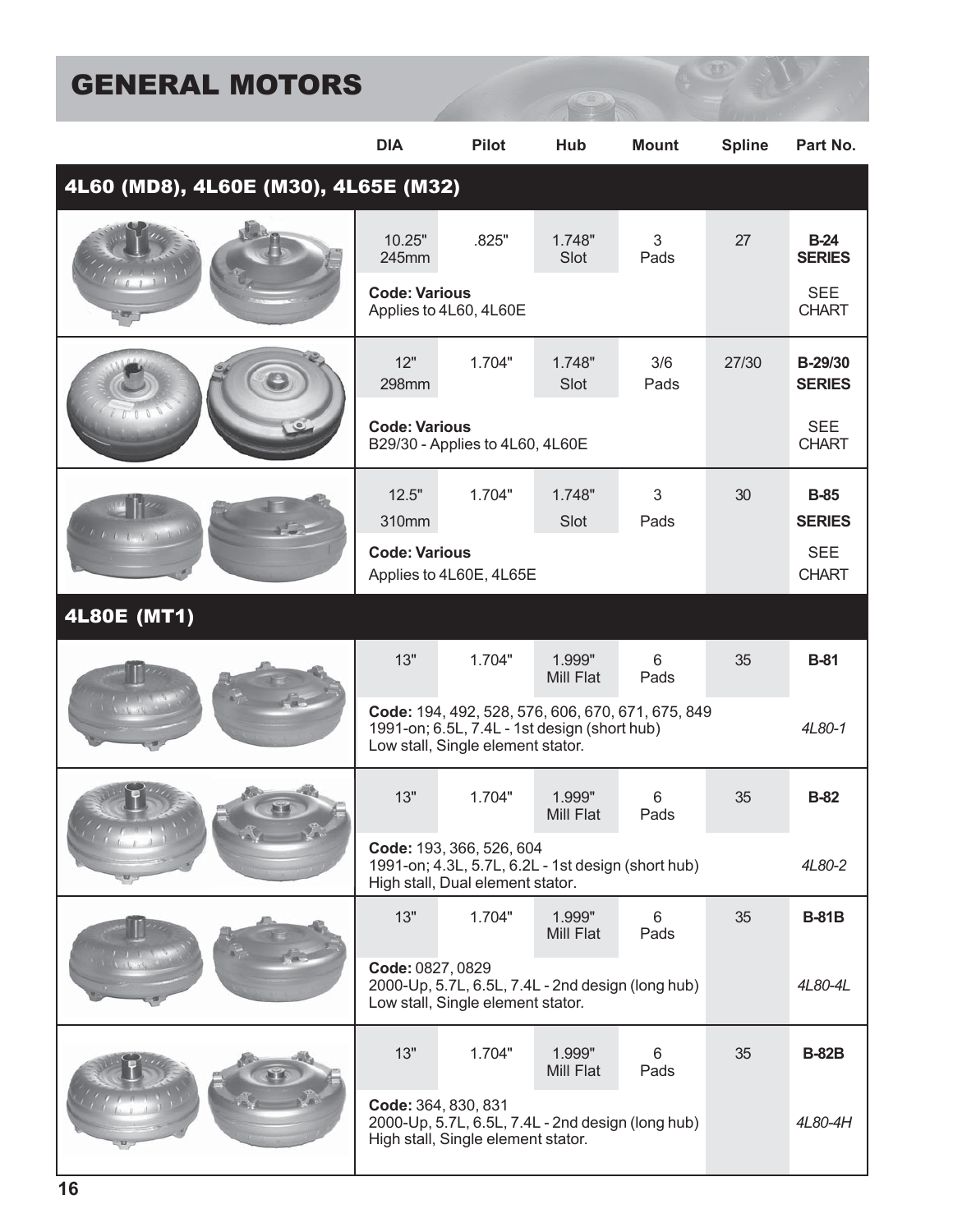# GENERAL MOTORS

| | DIA | Pilot | Hub | Mount | Spline | Part No. |
|---|---|---|---|---|---|---|
| **4L60 (MD8), 4L60E (M30), 4L65E (M32)** | | | | | | |
| | 10.25" 245mm | .825" | 1.748" Slot | 3 Pads | 27 | **B-24 SERIES** |
| | **Code: Various** Applies to 4L60, 4L60E | | | | | SEE CHART |
| | 12" 298mm | 1.704" | 1.748" Slot | 3/6 Pads | 27/30 | **B-29/30 SERIES** |
| | **Code: Various** B29/30 - Applies to 4L60, 4L60E | | | | | SEE CHART |
| | 12.5" 310mm | 1.704" | 1.748" Slot | 3 Pads | 30 | **B-85 SERIES** |
| | **Code: Various** Applies to 4L60E, 4L65E | | | | | SEE CHART |
| **4L80E (MT1)** | | | | | | |
| | 13" | 1.704" | 1.999" Mill Flat | 6 Pads | 35 | **B-81** |
| | **Code:** 194, 492, 528, 576, 606, 670, 671, 675, 849 1991-on; 6.5L, 7.4L - 1st design (short hub) Low stall, Single element stator. | | | | | *4L80-1* |
| | 13" | 1.704" | 1.999" Mill Flat | 6 Pads | 35 | **B-82** |
| | **Code:** 193, 366, 526, 604 1991-on; 4.3L, 5.7L, 6.2L - 1st design (short hub) High stall, Dual element stator. | | | | | *4L80-2* |
| | 13" | 1.704" | 1.999" Mill Flat | 6 Pads | 35 | **B-81B** |
| | **Code:** 0827, 0829 2000-Up, 5.7L, 6.5L, 7.4L - 2nd design (long hub) Low stall, Single element stator. | | | | | *4L80-4L* |
| | 13" | 1.704" | 1.999" Mill Flat | 6 Pads | 35 | **B-82B** |
| | **Code:** 364, 830, 831 2000-Up, 5.7L, 6.5L, 7.4L - 2nd design (long hub) High stall, Single element stator. | | | | | *4L80-4H* |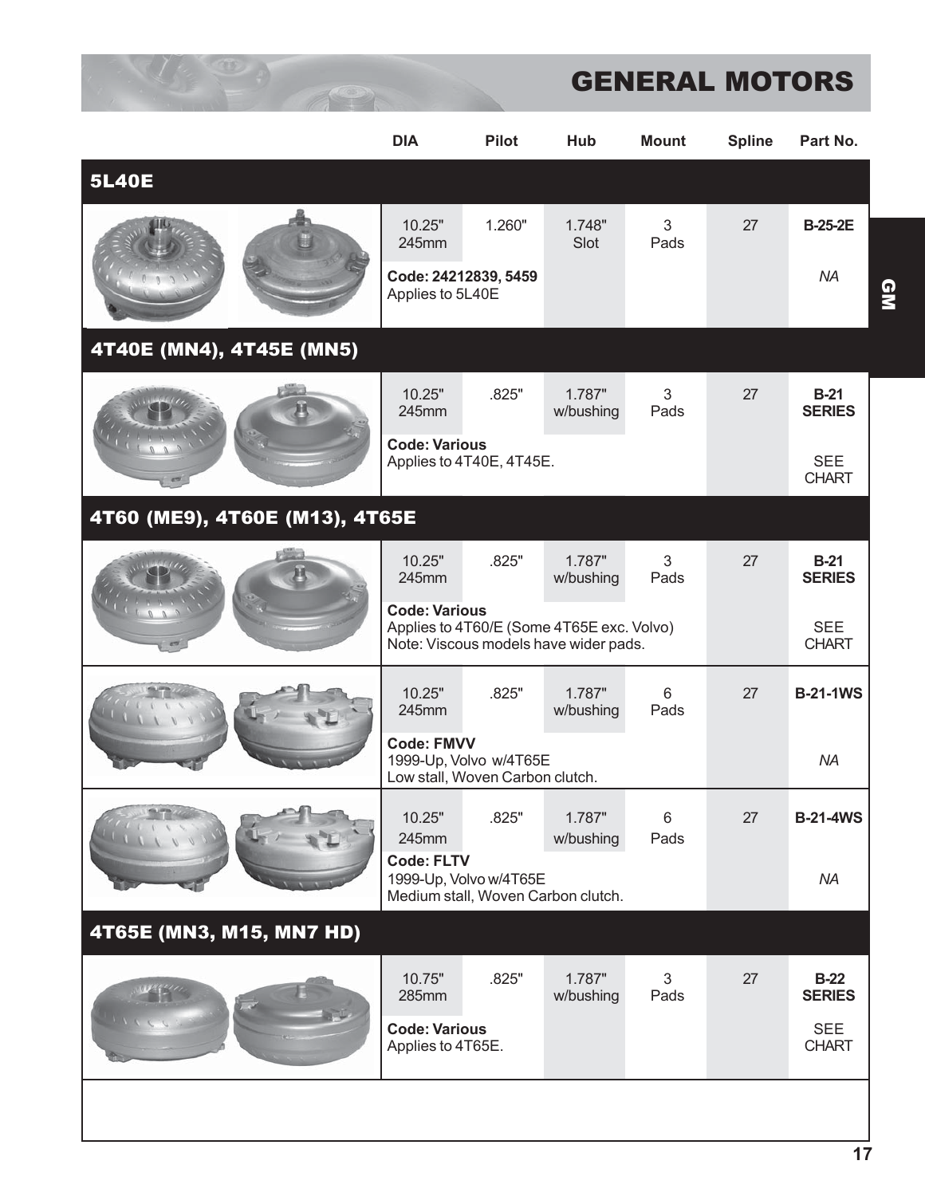# GENERAL MOTORS

| | DIA | Pilot | Hub | Mount | Spline | Part No. |
|---|---|---|---|---|---|---|
| **5L40E** | | | | | | |
| | 10.25" 245mm | 1.260" | 1.748" Slot | 3 Pads | 27 | **B-25-2E** |
| | **Code: 24212839, 5459** Applies to 5L40E | | | | | *NA* |
| **4T40E (MN4), 4T45E (MN5)** | | | | | | |
| | 10.25" 245mm | .825" | 1.787" w/bushing | 3 Pads | 27 | **B-21 SERIES** |
| | **Code: Various** Applies to 4T40E, 4T45E. | | | | | SEE CHART |
| **4T60 (ME9), 4T60E (M13), 4T65E** | | | | | | |
| | 10.25" 245mm | .825" | 1.787" w/bushing | 3 Pads | 27 | **B-21 SERIES** |
| | **Code: Various** Applies to 4T60/E (Some 4T65E exc. Volvo) Note: Viscous models have wider pads. | | | | | SEE CHART |
| | 10.25" 245mm | .825" | 1.787" w/bushing | 6 Pads | 27 | **B-21-1WS** |
| | **Code: FMVV** 1999-Up, Volvo w/4T65E Low stall, Woven Carbon clutch. | | | | | *NA* |
| | 10.25" 245mm | .825" | 1.787" w/bushing | 6 Pads | 27 | **B-21-4WS** |
| | **Code: FLTV** 1999-Up, Volvo w/4T65E Medium stall, Woven Carbon clutch. | | | | | *NA* |
| **4T65E (MN3, M15, MN7 HD)** | | | | | | |
| | 10.75" 285mm | .825" | 1.787" w/bushing | 3 Pads | 27 | **B-22 SERIES** |
| | **Code: Various** Applies to 4T65E. | | | | | SEE CHART |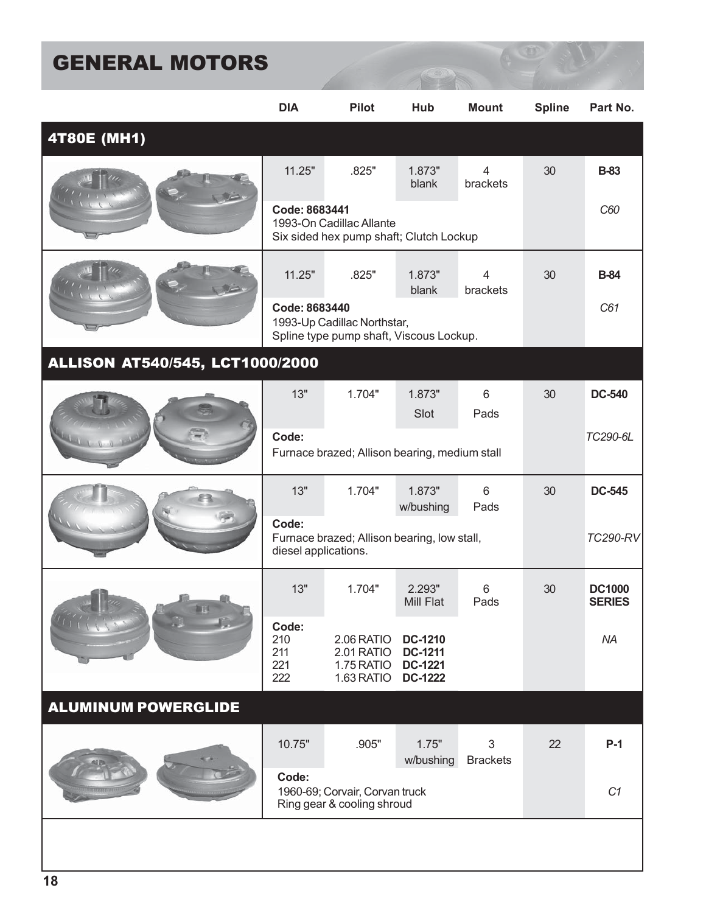# GENERAL MOTORS

| | DIA | Pilot | Hub | Mount | Spline | Part No. |
|---|---|---|---|---|---|---|
| **4T80E (MH1)** | | | | | | |
| | 11.25" | .825" | 1.873" blank | 4 brackets | 30 | **B-83** |
| | **Code: 8683441**<br>1993-On Cadillac Allante<br>Six sided hex pump shaft; Clutch Lockup | | | | | *C60* |
| | 11.25" | .825" | 1.873" blank | 4 brackets | 30 | **B-84** |
| | **Code: 8683440**<br>1993-Up Cadillac Northstar,<br>Spline type pump shaft, Viscous Lockup. | | | | | *C61* |
| **ALLISON AT540/545, LCT1000/2000** | | | | | | |
| | 13" | 1.704" | 1.873" Slot | 6 Pads | 30 | **DC-540** |
| | **Code:**<br>Furnace brazed; Allison bearing, medium stall | | | | | *TC290-6L* |
| | 13" | 1.704" | 1.873" w/bushing | 6 Pads | 30 | **DC-545** |
| | **Code:**<br>Furnace brazed; Allison bearing, low stall, diesel applications. | | | | | *TC290-RV* |
| | 13" | 1.704" | 2.293" Mill Flat | 6 Pads | 30 | **DC1000 SERIES** |
| | **Code:**<br>210 — 2.06 RATIO — **DC-1210**<br>211 — 2.01 RATIO — **DC-1211**<br>221 — 1.75 RATIO — **DC-1221**<br>222 — 1.63 RATIO — **DC-1222** | | | | | *NA* |
| **ALUMINUM POWERGLIDE** | | | | | | |
| | 10.75" | .905" | 1.75" w/bushing | 3 Brackets | 22 | **P-1** |
| | **Code:**<br>1960-69; Corvair, Corvan truck<br>Ring gear & cooling shroud | | | | | *C1* |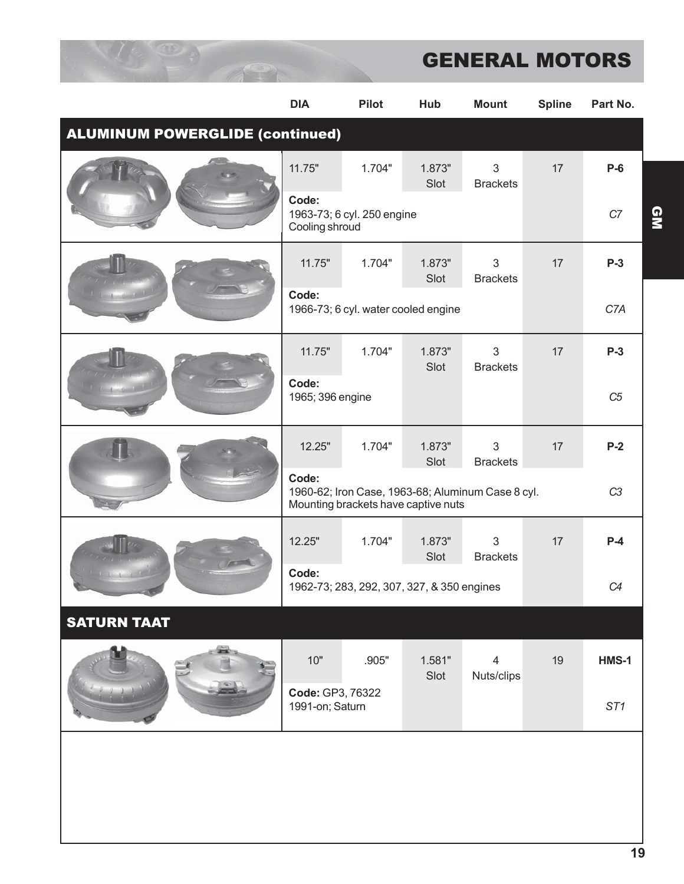# GENERAL MOTORS

## ALUMINUM POWERGLIDE (continued)

| DIA | Pilot | Hub | Mount | Spline | Part No. |
|---|---|---|---|---|---|
| 11.75" | 1.704" | 1.873" Slot | 3 Brackets | 17 | **P-6** |
| **Code:** 1963-73; 6 cyl. 250 engine Cooling shroud | | | | | *C7* |
| 11.75" | 1.704" | 1.873" Slot | 3 Brackets | 17 | **P-3** |
| **Code:** 1966-73; 6 cyl. water cooled engine | | | | | *C7A* |
| 11.75" | 1.704" | 1.873" Slot | 3 Brackets | 17 | **P-3** |
| **Code:** 1965; 396 engine | | | | | *C5* |
| 12.25" | 1.704" | 1.873" Slot | 3 Brackets | 17 | **P-2** |
| **Code:** 1960-62; Iron Case, 1963-68; Aluminum Case 8 cyl. Mounting brackets have captive nuts | | | | | *C3* |
| 12.25" | 1.704" | 1.873" Slot | 3 Brackets | 17 | **P-4** |
| **Code:** 1962-73; 283, 292, 307, 327, & 350 engines | | | | | *C4* |

## SATURN TAAT

| DIA | Pilot | Hub | Mount | Spline | Part No. |
|---|---|---|---|---|---|
| 10" | .905" | 1.581" Slot | 4 Nuts/clips | 19 | **HMS-1** |
| **Code:** GP3, 76322 1991-on; Saturn | | | | | *ST1* |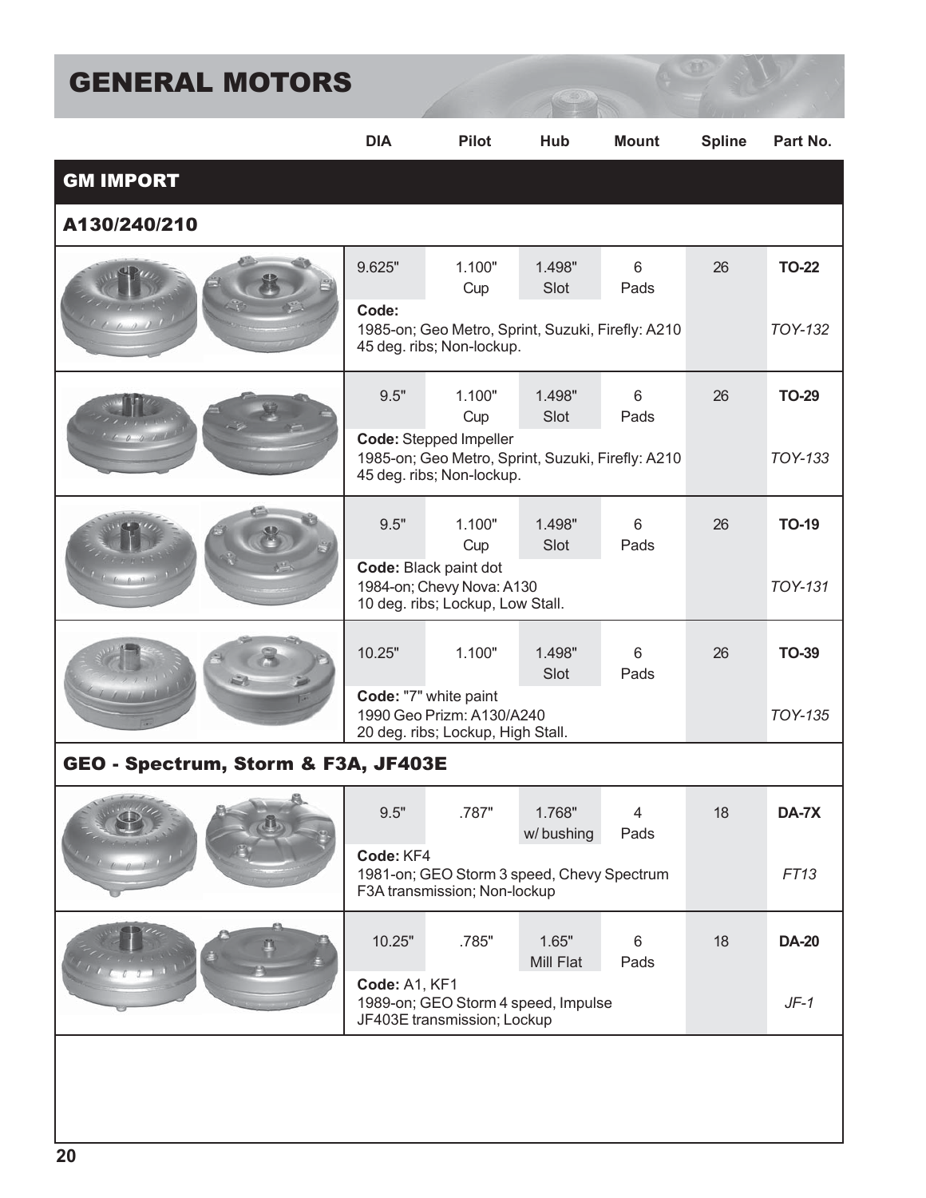# GENERAL MOTORS

## GM IMPORT

### A130/240/210

| DIA | Pilot | Hub | Mount | Spline | Part No. |
|---|---|---|---|---|---|
| 9.625" | 1.100" Cup | 1.498" Slot | 6 Pads | 26 | **TO-22** |
| **Code:** 1985-on; Geo Metro, Sprint, Suzuki, Firefly: A210 45 deg. ribs; Non-lockup. | | | | | *TOY-132* |
| 9.5" | 1.100" Cup | 1.498" Slot | 6 Pads | 26 | **TO-29** |
| **Code:** Stepped Impeller 1985-on; Geo Metro, Sprint, Suzuki, Firefly: A210 45 deg. ribs; Non-lockup. | | | | | *TOY-133* |
| 9.5" | 1.100" Cup | 1.498" Slot | 6 Pads | 26 | **TO-19** |
| **Code:** Black paint dot 1984-on; Chevy Nova: A130 10 deg. ribs; Lockup, Low Stall. | | | | | *TOY-131* |
| 10.25" | 1.100" | 1.498" Slot | 6 Pads | 26 | **TO-39** |
| **Code:** "7" white paint 1990 Geo Prizm: A130/A240 20 deg. ribs; Lockup, High Stall. | | | | | *TOY-135* |

### GEO - Spectrum, Storm & F3A, JF403E

| DIA | Pilot | Hub | Mount | Spline | Part No. |
|---|---|---|---|---|---|
| 9.5" | .787" | 1.768" w/ bushing | 4 Pads | 18 | **DA-7X** |
| **Code:** KF4 1981-on; GEO Storm 3 speed, Chevy Spectrum F3A transmission; Non-lockup | | | | | *FT13* |
| 10.25" | .785" | 1.65" Mill Flat | 6 Pads | 18 | **DA-20** |
| **Code:** A1, KF1 1989-on; GEO Storm 4 speed, Impulse JF403E transmission; Lockup | | | | | *JF-1* |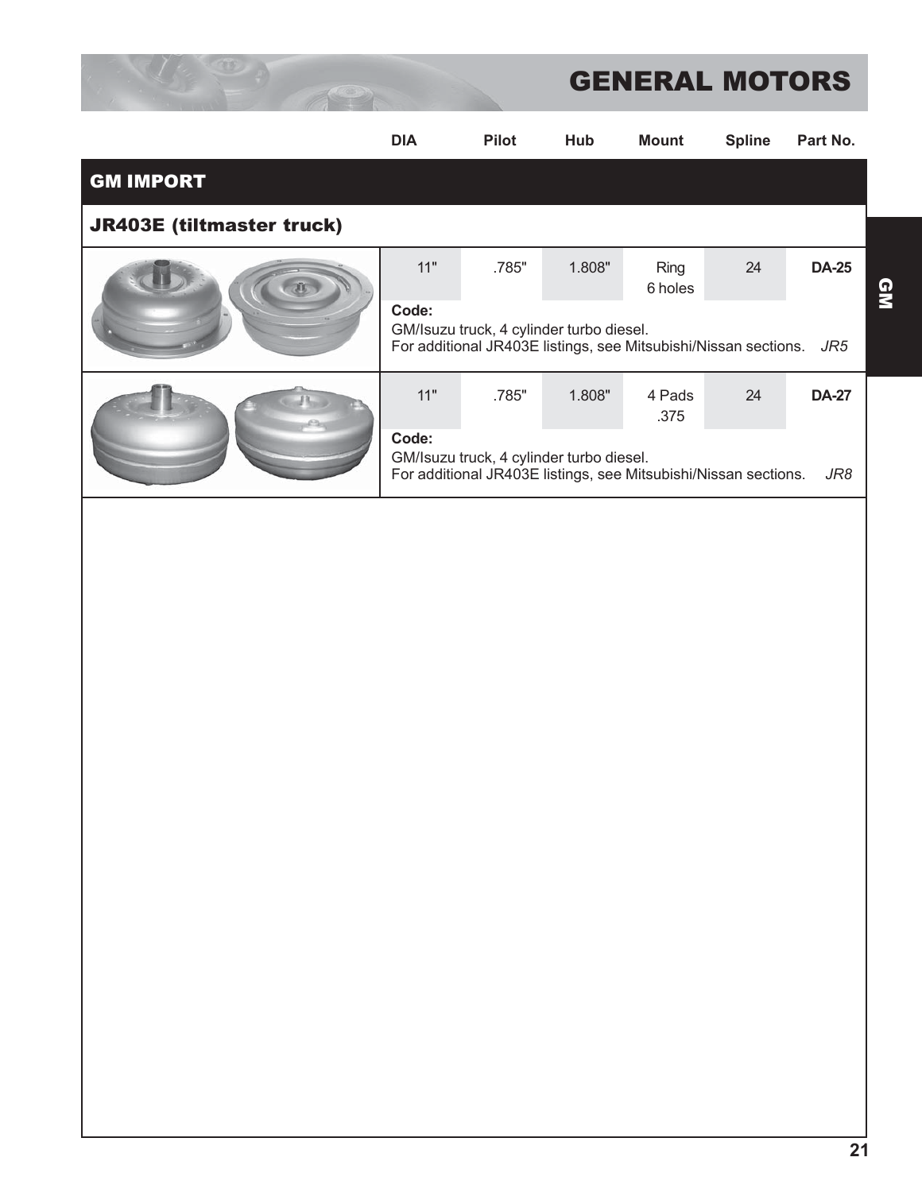# GENERAL MOTORS

## GM IMPORT

### JR403E (tiltmaster truck)

| DIA | Pilot | Hub | Mount | Spline | Part No. |
|---|---|---|---|---|---|
| 11" | .785" | 1.808" | Ring 6 holes | 24 | **DA-25** |

**Code:**
GM/Isuzu truck, 4 cylinder turbo diesel.
For additional JR403E listings, see Mitsubishi/Nissan sections. *JR5*

| DIA | Pilot | Hub | Mount | Spline | Part No. |
|---|---|---|---|---|---|
| 11" | .785" | 1.808" | 4 Pads .375 | 24 | **DA-27** |

**Code:**
GM/Isuzu truck, 4 cylinder turbo diesel.
For additional JR403E listings, see Mitsubishi/Nissan sections. *JR8*